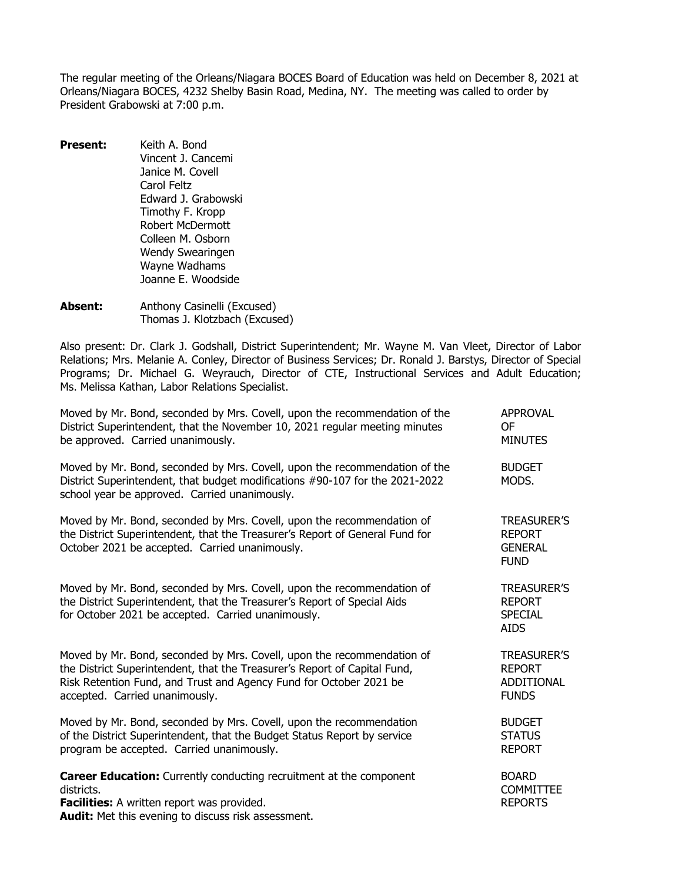The regular meeting of the Orleans/Niagara BOCES Board of Education was held on December 8, 2021 at Orleans/Niagara BOCES, 4232 Shelby Basin Road, Medina, NY. The meeting was called to order by President Grabowski at 7:00 p.m.

**Present:**
Keith A. Bond
Vincent J. Cancemi
Janice M. Covell
Carol Feltz
Edward J. Grabowski
Timothy F. Kropp
Robert McDermott
Colleen M. Osborn
Wendy Swearingen
Wayne Wadhams
Joanne E. Woodside

**Absent:**
Anthony Casinelli (Excused)
Thomas J. Klotzbach (Excused)

Also present: Dr. Clark J. Godshall, District Superintendent; Mr. Wayne M. Van Vleet, Director of Labor Relations; Mrs. Melanie A. Conley, Director of Business Services; Dr. Ronald J. Barstys, Director of Special Programs; Dr. Michael G. Weyrauch, Director of CTE, Instructional Services and Adult Education; Ms. Melissa Kathan, Labor Relations Specialist.

APPROVAL OF MINUTES

Moved by Mr. Bond, seconded by Mrs. Covell, upon the recommendation of the District Superintendent, that the November 10, 2021 regular meeting minutes be approved. Carried unanimously.

BUDGET MODS.

Moved by Mr. Bond, seconded by Mrs. Covell, upon the recommendation of the District Superintendent, that budget modifications #90-107 for the 2021-2022 school year be approved. Carried unanimously.

TREASURER'S REPORT GENERAL FUND

Moved by Mr. Bond, seconded by Mrs. Covell, upon the recommendation of the District Superintendent, that the Treasurer's Report of General Fund for October 2021 be accepted. Carried unanimously.

TREASURER'S REPORT SPECIAL AIDS

Moved by Mr. Bond, seconded by Mrs. Covell, upon the recommendation of the District Superintendent, that the Treasurer's Report of Special Aids for October 2021 be accepted. Carried unanimously.

TREASURER'S REPORT ADDITIONAL FUNDS

Moved by Mr. Bond, seconded by Mrs. Covell, upon the recommendation of the District Superintendent, that the Treasurer's Report of Capital Fund, Risk Retention Fund, and Trust and Agency Fund for October 2021 be accepted. Carried unanimously.

BUDGET STATUS REPORT

Moved by Mr. Bond, seconded by Mrs. Covell, upon the recommendation of the District Superintendent, that the Budget Status Report by service program be accepted. Carried unanimously.

BOARD COMMITTEE REPORTS

**Career Education:** Currently conducting recruitment at the component districts.
**Facilities:** A written report was provided.
**Audit:** Met this evening to discuss risk assessment.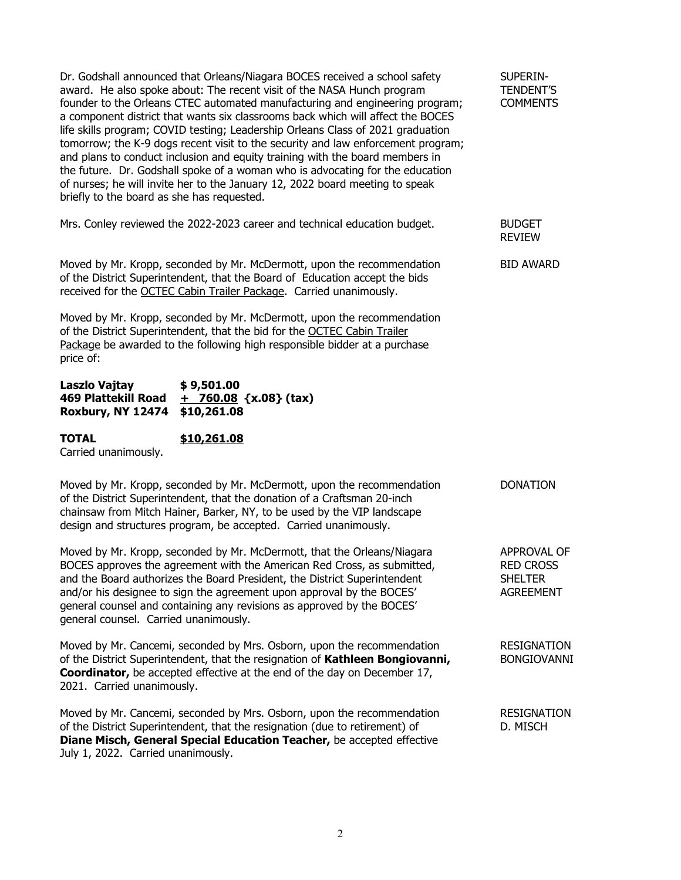**SUPERINTENDENT'S COMMENTS**

Dr. Godshall announced that Orleans/Niagara BOCES received a school safety award. He also spoke about: The recent visit of the NASA Hunch program founder to the Orleans CTEC automated manufacturing and engineering program; a component district that wants six classrooms back which will affect the BOCES life skills program; COVID testing; Leadership Orleans Class of 2021 graduation tomorrow; the K-9 dogs recent visit to the security and law enforcement program; and plans to conduct inclusion and equity training with the board members in the future. Dr. Godshall spoke of a woman who is advocating for the education of nurses; he will invite her to the January 12, 2022 board meeting to speak briefly to the board as she has requested.

**BUDGET REVIEW**

Mrs. Conley reviewed the 2022-2023 career and technical education budget.

**BID AWARD**

Moved by Mr. Kropp, seconded by Mr. McDermott, upon the recommendation of the District Superintendent, that the Board of Education accept the bids received for the OCTEC Cabin Trailer Package. Carried unanimously.

Moved by Mr. Kropp, seconded by Mr. McDermott, upon the recommendation of the District Superintendent, that the bid for the OCTEC Cabin Trailer Package be awarded to the following high responsible bidder at a purchase price of:

**Laszlo Vajtay** **$ 9,501.00**
**469 Plattekill Road** **+ 760.08 {x.08} (tax)**
**Roxbury, NY 12474** **$10,261.08**

**TOTAL** **$10,261.08**

Carried unanimously.

**DONATION**

Moved by Mr. Kropp, seconded by Mr. McDermott, upon the recommendation of the District Superintendent, that the donation of a Craftsman 20-inch chainsaw from Mitch Hainer, Barker, NY, to be used by the VIP landscape design and structures program, be accepted. Carried unanimously.

**APPROVAL OF RED CROSS SHELTER AGREEMENT**

Moved by Mr. Kropp, seconded by Mr. McDermott, that the Orleans/Niagara BOCES approves the agreement with the American Red Cross, as submitted, and the Board authorizes the Board President, the District Superintendent and/or his designee to sign the agreement upon approval by the BOCES' general counsel and containing any revisions as approved by the BOCES' general counsel. Carried unanimously.

**RESIGNATION BONGIOVANNI**

Moved by Mr. Cancemi, seconded by Mrs. Osborn, upon the recommendation of the District Superintendent, that the resignation of **Kathleen Bongiovanni, Coordinator,** be accepted effective at the end of the day on December 17, 2021. Carried unanimously.

**RESIGNATION D. MISCH**

Moved by Mr. Cancemi, seconded by Mrs. Osborn, upon the recommendation of the District Superintendent, that the resignation (due to retirement) of **Diane Misch, General Special Education Teacher,** be accepted effective July 1, 2022. Carried unanimously.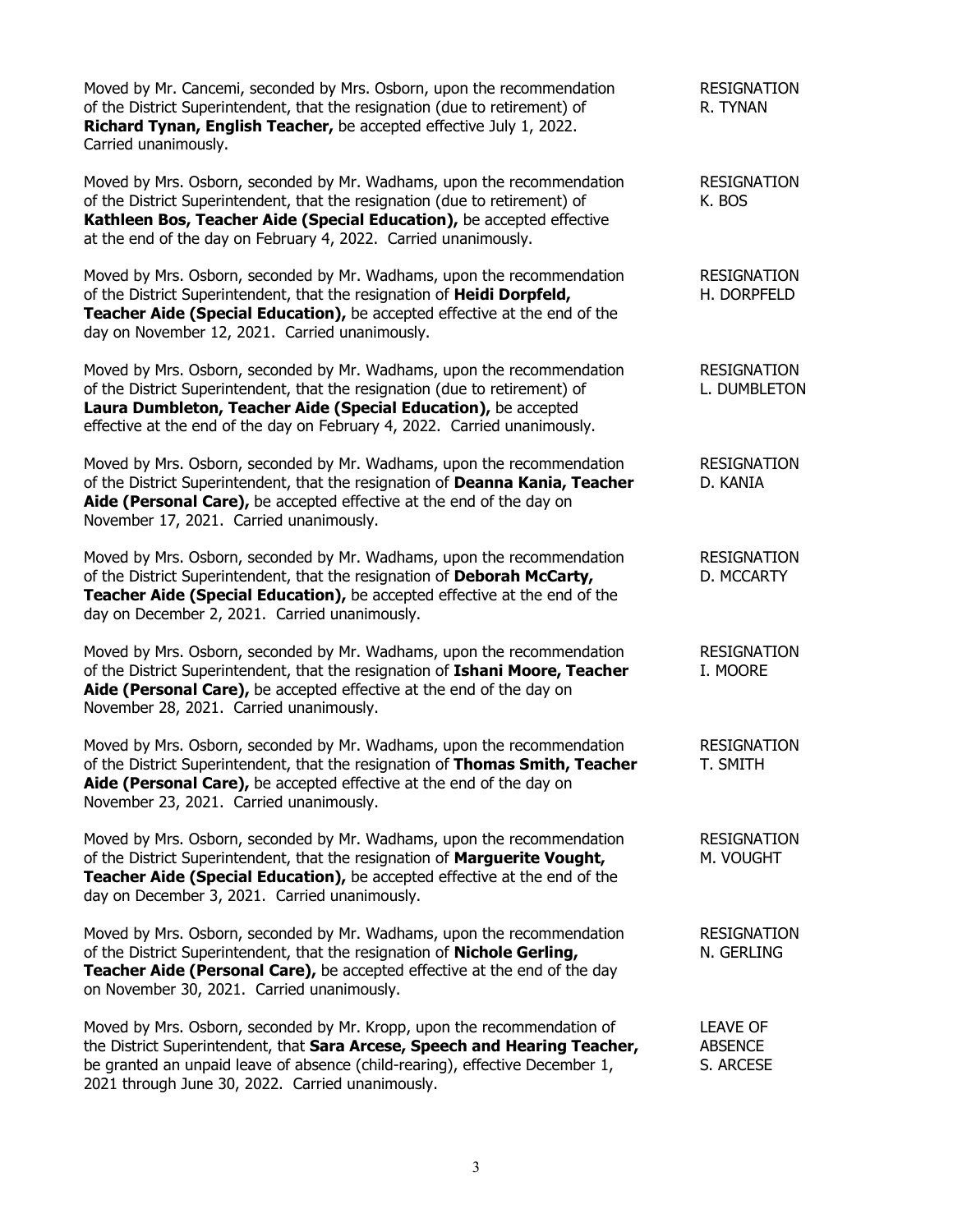Moved by Mr. Cancemi, seconded by Mrs. Osborn, upon the recommendation of the District Superintendent, that the resignation (due to retirement) of **Richard Tynan, English Teacher,** be accepted effective July 1, 2022. Carried unanimously.

RESIGNATION
R. TYNAN

Moved by Mrs. Osborn, seconded by Mr. Wadhams, upon the recommendation of the District Superintendent, that the resignation (due to retirement) of **Kathleen Bos, Teacher Aide (Special Education),** be accepted effective at the end of the day on February 4, 2022. Carried unanimously.

RESIGNATION
K. BOS

Moved by Mrs. Osborn, seconded by Mr. Wadhams, upon the recommendation of the District Superintendent, that the resignation of **Heidi Dorpfeld, Teacher Aide (Special Education),** be accepted effective at the end of the day on November 12, 2021. Carried unanimously.

RESIGNATION
H. DORPFELD

Moved by Mrs. Osborn, seconded by Mr. Wadhams, upon the recommendation of the District Superintendent, that the resignation (due to retirement) of **Laura Dumbleton, Teacher Aide (Special Education),** be accepted effective at the end of the day on February 4, 2022. Carried unanimously.

RESIGNATION
L. DUMBLETON

Moved by Mrs. Osborn, seconded by Mr. Wadhams, upon the recommendation of the District Superintendent, that the resignation of **Deanna Kania, Teacher Aide (Personal Care),** be accepted effective at the end of the day on November 17, 2021. Carried unanimously.

RESIGNATION
D. KANIA

Moved by Mrs. Osborn, seconded by Mr. Wadhams, upon the recommendation of the District Superintendent, that the resignation of **Deborah McCarty, Teacher Aide (Special Education),** be accepted effective at the end of the day on December 2, 2021. Carried unanimously.

RESIGNATION
D. MCCARTY

Moved by Mrs. Osborn, seconded by Mr. Wadhams, upon the recommendation of the District Superintendent, that the resignation of **Ishani Moore, Teacher Aide (Personal Care),** be accepted effective at the end of the day on November 28, 2021. Carried unanimously.

RESIGNATION
I. MOORE

Moved by Mrs. Osborn, seconded by Mr. Wadhams, upon the recommendation of the District Superintendent, that the resignation of **Thomas Smith, Teacher Aide (Personal Care),** be accepted effective at the end of the day on November 23, 2021. Carried unanimously.

RESIGNATION
T. SMITH

Moved by Mrs. Osborn, seconded by Mr. Wadhams, upon the recommendation of the District Superintendent, that the resignation of **Marguerite Vought, Teacher Aide (Special Education),** be accepted effective at the end of the day on December 3, 2021. Carried unanimously.

RESIGNATION
M. VOUGHT

Moved by Mrs. Osborn, seconded by Mr. Wadhams, upon the recommendation of the District Superintendent, that the resignation of **Nichole Gerling, Teacher Aide (Personal Care),** be accepted effective at the end of the day on November 30, 2021. Carried unanimously.

RESIGNATION
N. GERLING

Moved by Mrs. Osborn, seconded by Mr. Kropp, upon the recommendation of the District Superintendent, that **Sara Arcese, Speech and Hearing Teacher,** be granted an unpaid leave of absence (child-rearing), effective December 1, 2021 through June 30, 2022. Carried unanimously.

LEAVE OF
ABSENCE
S. ARCESE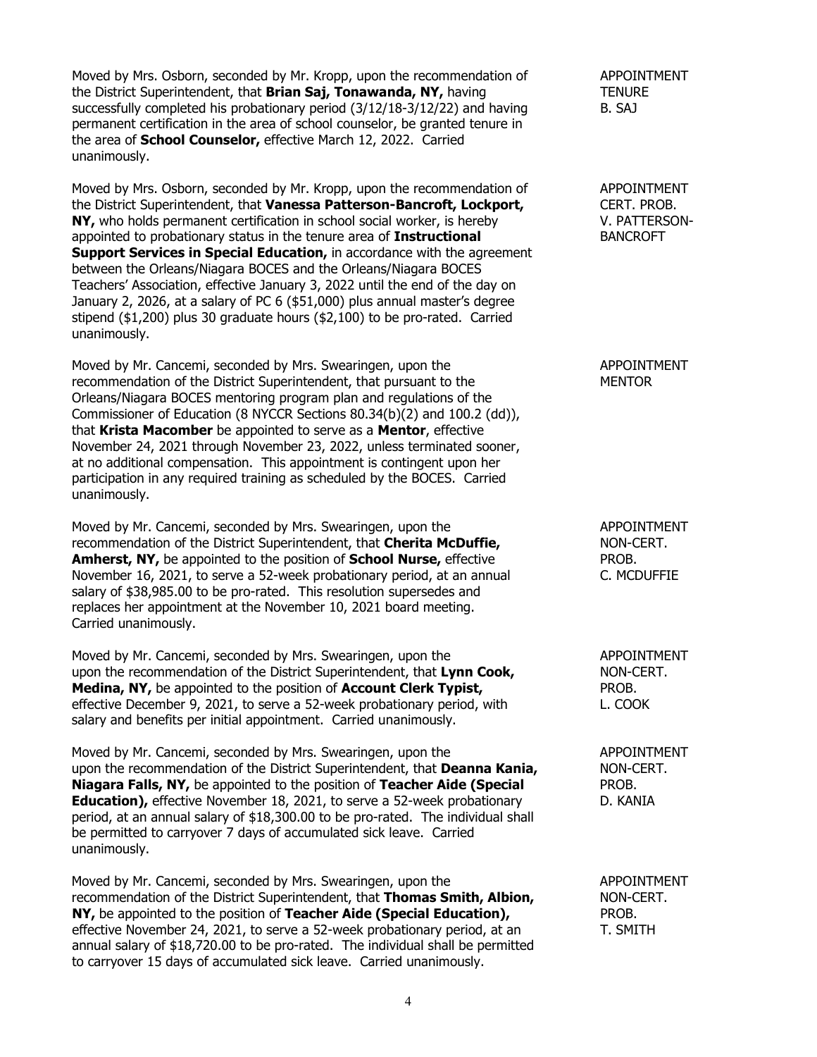Moved by Mrs. Osborn, seconded by Mr. Kropp, upon the recommendation of the District Superintendent, that **Brian Saj, Tonawanda, NY,** having successfully completed his probationary period (3/12/18-3/12/22) and having permanent certification in the area of school counselor, be granted tenure in the area of **School Counselor,** effective March 12, 2022. Carried unanimously.

APPOINTMENT
TENURE
B. SAJ

Moved by Mrs. Osborn, seconded by Mr. Kropp, upon the recommendation of the District Superintendent, that **Vanessa Patterson-Bancroft, Lockport, NY,** who holds permanent certification in school social worker, is hereby appointed to probationary status in the tenure area of **Instructional Support Services in Special Education,** in accordance with the agreement between the Orleans/Niagara BOCES and the Orleans/Niagara BOCES Teachers' Association, effective January 3, 2022 until the end of the day on January 2, 2026, at a salary of PC 6 ($51,000) plus annual master's degree stipend ($1,200) plus 30 graduate hours ($2,100) to be pro-rated. Carried unanimously.

APPOINTMENT
CERT. PROB.
V. PATTERSON-BANCROFT

Moved by Mr. Cancemi, seconded by Mrs. Swearingen, upon the recommendation of the District Superintendent, that pursuant to the Orleans/Niagara BOCES mentoring program plan and regulations of the Commissioner of Education (8 NYCCR Sections 80.34(b)(2) and 100.2 (dd)), that **Krista Macomber** be appointed to serve as a **Mentor**, effective November 24, 2021 through November 23, 2022, unless terminated sooner, at no additional compensation. This appointment is contingent upon her participation in any required training as scheduled by the BOCES. Carried unanimously.

APPOINTMENT
MENTOR

Moved by Mr. Cancemi, seconded by Mrs. Swearingen, upon the recommendation of the District Superintendent, that **Cherita McDuffie, Amherst, NY,** be appointed to the position of **School Nurse,** effective November 16, 2021, to serve a 52-week probationary period, at an annual salary of $38,985.00 to be pro-rated. This resolution supersedes and replaces her appointment at the November 10, 2021 board meeting. Carried unanimously.

APPOINTMENT
NON-CERT.
PROB.
C. MCDUFFIE

Moved by Mr. Cancemi, seconded by Mrs. Swearingen, upon the upon the recommendation of the District Superintendent, that **Lynn Cook, Medina, NY,** be appointed to the position of **Account Clerk Typist,** effective December 9, 2021, to serve a 52-week probationary period, with salary and benefits per initial appointment. Carried unanimously.

APPOINTMENT
NON-CERT.
PROB.
L. COOK

Moved by Mr. Cancemi, seconded by Mrs. Swearingen, upon the upon the recommendation of the District Superintendent, that **Deanna Kania, Niagara Falls, NY,** be appointed to the position of **Teacher Aide (Special Education),** effective November 18, 2021, to serve a 52-week probationary period, at an annual salary of $18,300.00 to be pro-rated. The individual shall be permitted to carryover 7 days of accumulated sick leave. Carried unanimously.

APPOINTMENT
NON-CERT.
PROB.
D. KANIA

Moved by Mr. Cancemi, seconded by Mrs. Swearingen, upon the recommendation of the District Superintendent, that **Thomas Smith, Albion, NY,** be appointed to the position of **Teacher Aide (Special Education),** effective November 24, 2021, to serve a 52-week probationary period, at an annual salary of $18,720.00 to be pro-rated. The individual shall be permitted to carryover 15 days of accumulated sick leave. Carried unanimously.

APPOINTMENT
NON-CERT.
PROB.
T. SMITH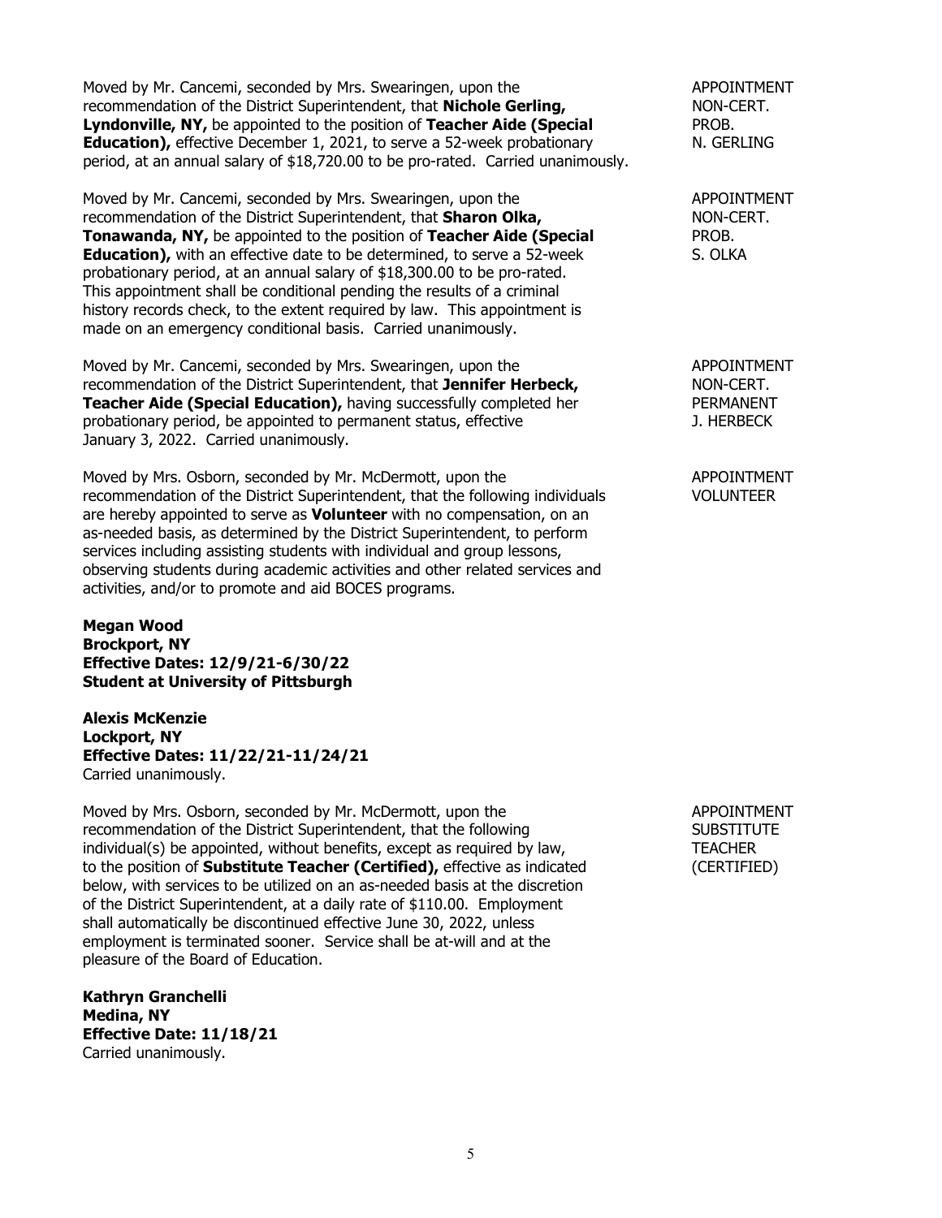Moved by Mr. Cancemi, seconded by Mrs. Swearingen, upon the recommendation of the District Superintendent, that **Nichole Gerling, Lyndonville, NY,** be appointed to the position of **Teacher Aide (Special Education),** effective December 1, 2021, to serve a 52-week probationary period, at an annual salary of $18,720.00 to be pro-rated. Carried unanimously.

APPOINTMENT
NON-CERT.
PROB.
N. GERLING

Moved by Mr. Cancemi, seconded by Mrs. Swearingen, upon the recommendation of the District Superintendent, that **Sharon Olka, Tonawanda, NY,** be appointed to the position of **Teacher Aide (Special Education),** with an effective date to be determined, to serve a 52-week probationary period, at an annual salary of $18,300.00 to be pro-rated. This appointment shall be conditional pending the results of a criminal history records check, to the extent required by law. This appointment is made on an emergency conditional basis. Carried unanimously.

APPOINTMENT
NON-CERT.
PROB.
S. OLKA

Moved by Mr. Cancemi, seconded by Mrs. Swearingen, upon the recommendation of the District Superintendent, that **Jennifer Herbeck, Teacher Aide (Special Education),** having successfully completed her probationary period, be appointed to permanent status, effective January 3, 2022. Carried unanimously.

APPOINTMENT
NON-CERT.
PERMANENT
J. HERBECK

Moved by Mrs. Osborn, seconded by Mr. McDermott, upon the recommendation of the District Superintendent, that the following individuals are hereby appointed to serve as **Volunteer** with no compensation, on an as-needed basis, as determined by the District Superintendent, to perform services including assisting students with individual and group lessons, observing students during academic activities and other related services and activities, and/or to promote and aid BOCES programs.

APPOINTMENT
VOLUNTEER

**Megan Wood**
**Brockport, NY**
**Effective Dates: 12/9/21-6/30/22**
**Student at University of Pittsburgh**

**Alexis McKenzie**
**Lockport, NY**
**Effective Dates: 11/22/21-11/24/21**
Carried unanimously.

Moved by Mrs. Osborn, seconded by Mr. McDermott, upon the recommendation of the District Superintendent, that the following individual(s) be appointed, without benefits, except as required by law, to the position of **Substitute Teacher (Certified),** effective as indicated below, with services to be utilized on an as-needed basis at the discretion of the District Superintendent, at a daily rate of $110.00. Employment shall automatically be discontinued effective June 30, 2022, unless employment is terminated sooner. Service shall be at-will and at the pleasure of the Board of Education.

APPOINTMENT
SUBSTITUTE
TEACHER
(CERTIFIED)

**Kathryn Granchelli**
**Medina, NY**
**Effective Date: 11/18/21**
Carried unanimously.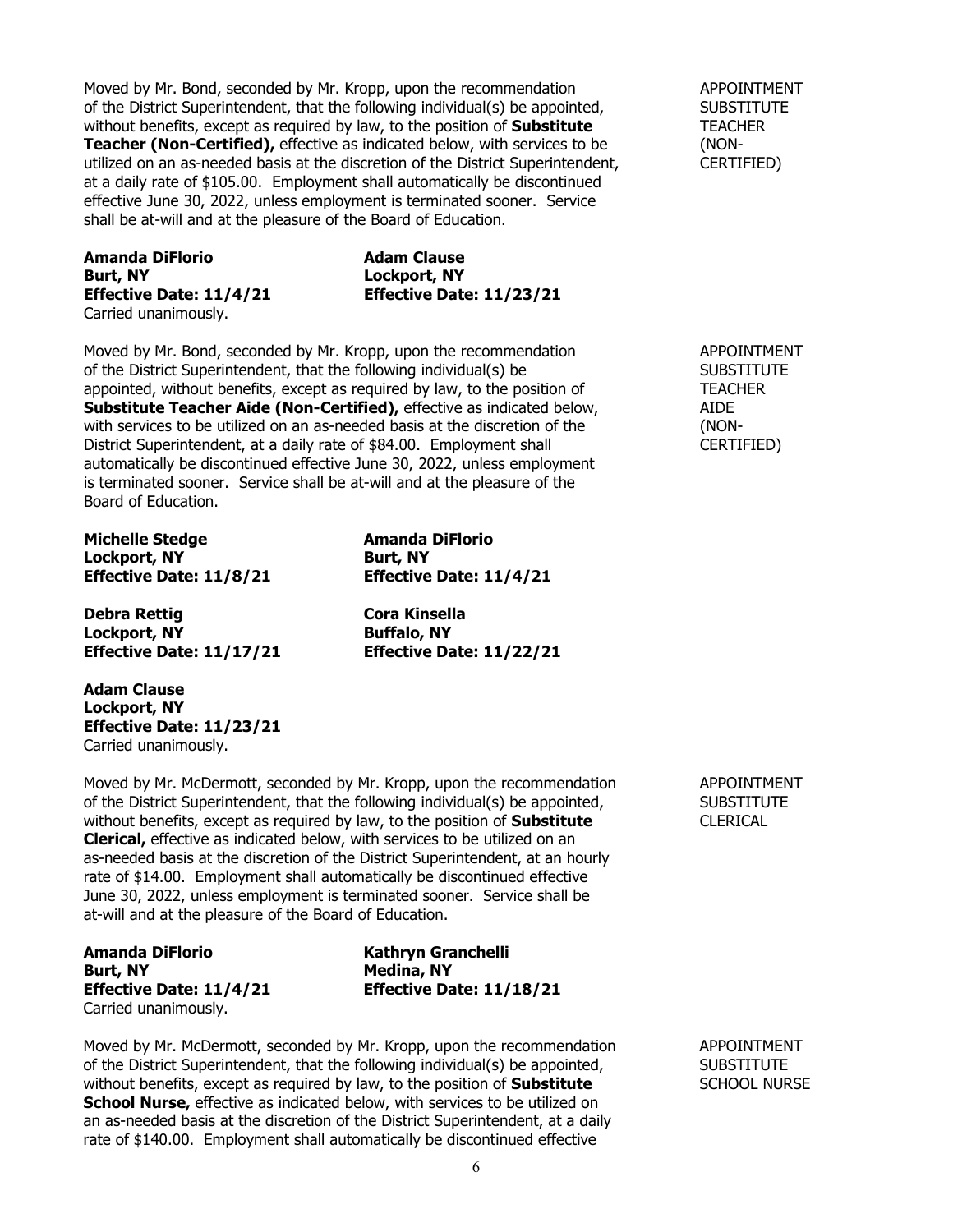Moved by Mr. Bond, seconded by Mr. Kropp, upon the recommendation of the District Superintendent, that the following individual(s) be appointed, without benefits, except as required by law, to the position of **Substitute Teacher (Non-Certified),** effective as indicated below, with services to be utilized on an as-needed basis at the discretion of the District Superintendent, at a daily rate of $105.00. Employment shall automatically be discontinued effective June 30, 2022, unless employment is terminated sooner. Service shall be at-will and at the pleasure of the Board of Education.

APPOINTMENT SUBSTITUTE TEACHER (NON-CERTIFIED)

**Amanda DiFlorio**
**Burt, NY**
**Effective Date: 11/4/21**

**Adam Clause**
**Lockport, NY**
**Effective Date: 11/23/21**

Carried unanimously.

Moved by Mr. Bond, seconded by Mr. Kropp, upon the recommendation of the District Superintendent, that the following individual(s) be appointed, without benefits, except as required by law, to the position of **Substitute Teacher Aide (Non-Certified),** effective as indicated below, with services to be utilized on an as-needed basis at the discretion of the District Superintendent, at a daily rate of $84.00. Employment shall automatically be discontinued effective June 30, 2022, unless employment is terminated sooner. Service shall be at-will and at the pleasure of the Board of Education.

APPOINTMENT SUBSTITUTE TEACHER AIDE (NON-CERTIFIED)

**Michelle Stedge**
**Lockport, NY**
**Effective Date: 11/8/21**

**Amanda DiFlorio**
**Burt, NY**
**Effective Date: 11/4/21**

**Debra Rettig**
**Lockport, NY**
**Effective Date: 11/17/21**

**Cora Kinsella**
**Buffalo, NY**
**Effective Date: 11/22/21**

**Adam Clause**
**Lockport, NY**
**Effective Date: 11/23/21**

Carried unanimously.

Moved by Mr. McDermott, seconded by Mr. Kropp, upon the recommendation of the District Superintendent, that the following individual(s) be appointed, without benefits, except as required by law, to the position of **Substitute Clerical,** effective as indicated below, with services to be utilized on an as-needed basis at the discretion of the District Superintendent, at an hourly rate of $14.00. Employment shall automatically be discontinued effective June 30, 2022, unless employment is terminated sooner. Service shall be at-will and at the pleasure of the Board of Education.

APPOINTMENT SUBSTITUTE CLERICAL

**Amanda DiFlorio**
**Burt, NY**
**Effective Date: 11/4/21**

**Kathryn Granchelli**
**Medina, NY**
**Effective Date: 11/18/21**

Carried unanimously.

Moved by Mr. McDermott, seconded by Mr. Kropp, upon the recommendation of the District Superintendent, that the following individual(s) be appointed, without benefits, except as required by law, to the position of **Substitute School Nurse,** effective as indicated below, with services to be utilized on an as-needed basis at the discretion of the District Superintendent, at a daily rate of $140.00. Employment shall automatically be discontinued effective

APPOINTMENT SUBSTITUTE SCHOOL NURSE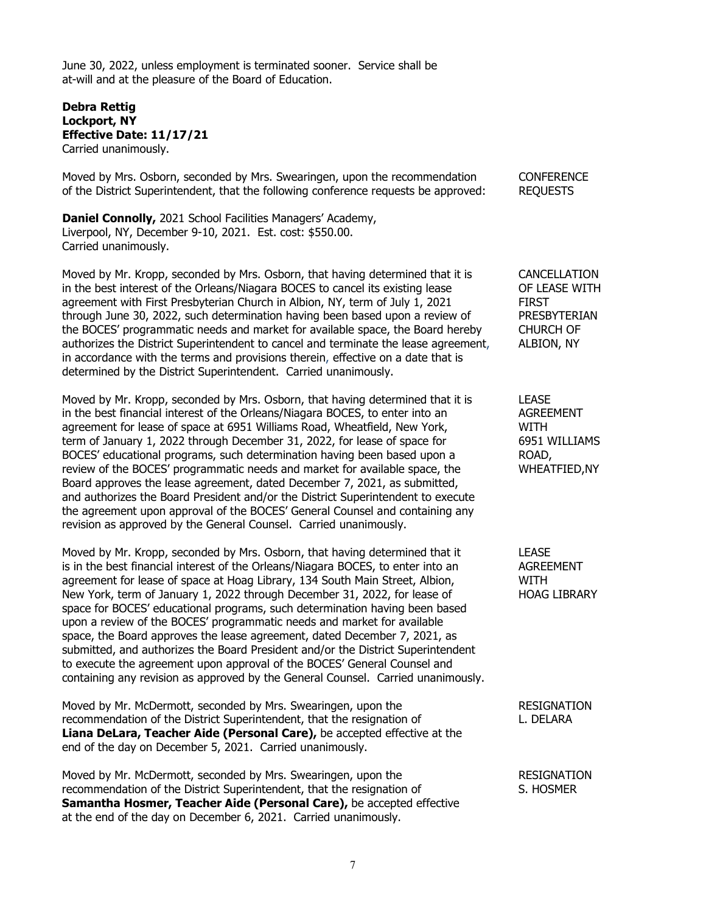June 30, 2022, unless employment is terminated sooner. Service shall be at-will and at the pleasure of the Board of Education.

**Debra Rettig**
**Lockport, NY**
**Effective Date: 11/17/21**
Carried unanimously.

CONFERENCE REQUESTS

Moved by Mrs. Osborn, seconded by Mrs. Swearingen, upon the recommendation of the District Superintendent, that the following conference requests be approved:

**Daniel Connolly,** 2021 School Facilities Managers' Academy, Liverpool, NY, December 9-10, 2021. Est. cost: $550.00.
Carried unanimously.

CANCELLATION OF LEASE WITH FIRST PRESBYTERIAN CHURCH OF ALBION, NY

Moved by Mr. Kropp, seconded by Mrs. Osborn, that having determined that it is in the best interest of the Orleans/Niagara BOCES to cancel its existing lease agreement with First Presbyterian Church in Albion, NY, term of July 1, 2021 through June 30, 2022, such determination having been based upon a review of the BOCES' programmatic needs and market for available space, the Board hereby authorizes the District Superintendent to cancel and terminate the lease agreement, in accordance with the terms and provisions therein, effective on a date that is determined by the District Superintendent. Carried unanimously.

LEASE AGREEMENT WITH 6951 WILLIAMS ROAD, WHEATFIED,NY

Moved by Mr. Kropp, seconded by Mrs. Osborn, that having determined that it is in the best financial interest of the Orleans/Niagara BOCES, to enter into an agreement for lease of space at 6951 Williams Road, Wheatfield, New York, term of January 1, 2022 through December 31, 2022, for lease of space for BOCES' educational programs, such determination having been based upon a review of the BOCES' programmatic needs and market for available space, the Board approves the lease agreement, dated December 7, 2021, as submitted, and authorizes the Board President and/or the District Superintendent to execute the agreement upon approval of the BOCES' General Counsel and containing any revision as approved by the General Counsel. Carried unanimously.

LEASE AGREEMENT WITH HOAG LIBRARY

Moved by Mr. Kropp, seconded by Mrs. Osborn, that having determined that it is in the best financial interest of the Orleans/Niagara BOCES, to enter into an agreement for lease of space at Hoag Library, 134 South Main Street, Albion, New York, term of January 1, 2022 through December 31, 2022, for lease of space for BOCES' educational programs, such determination having been based upon a review of the BOCES' programmatic needs and market for available space, the Board approves the lease agreement, dated December 7, 2021, as submitted, and authorizes the Board President and/or the District Superintendent to execute the agreement upon approval of the BOCES' General Counsel and containing any revision as approved by the General Counsel. Carried unanimously.

RESIGNATION L. DELARA

Moved by Mr. McDermott, seconded by Mrs. Swearingen, upon the recommendation of the District Superintendent, that the resignation of **Liana DeLara, Teacher Aide (Personal Care),** be accepted effective at the end of the day on December 5, 2021. Carried unanimously.

RESIGNATION S. HOSMER

Moved by Mr. McDermott, seconded by Mrs. Swearingen, upon the recommendation of the District Superintendent, that the resignation of **Samantha Hosmer, Teacher Aide (Personal Care),** be accepted effective at the end of the day on December 6, 2021. Carried unanimously.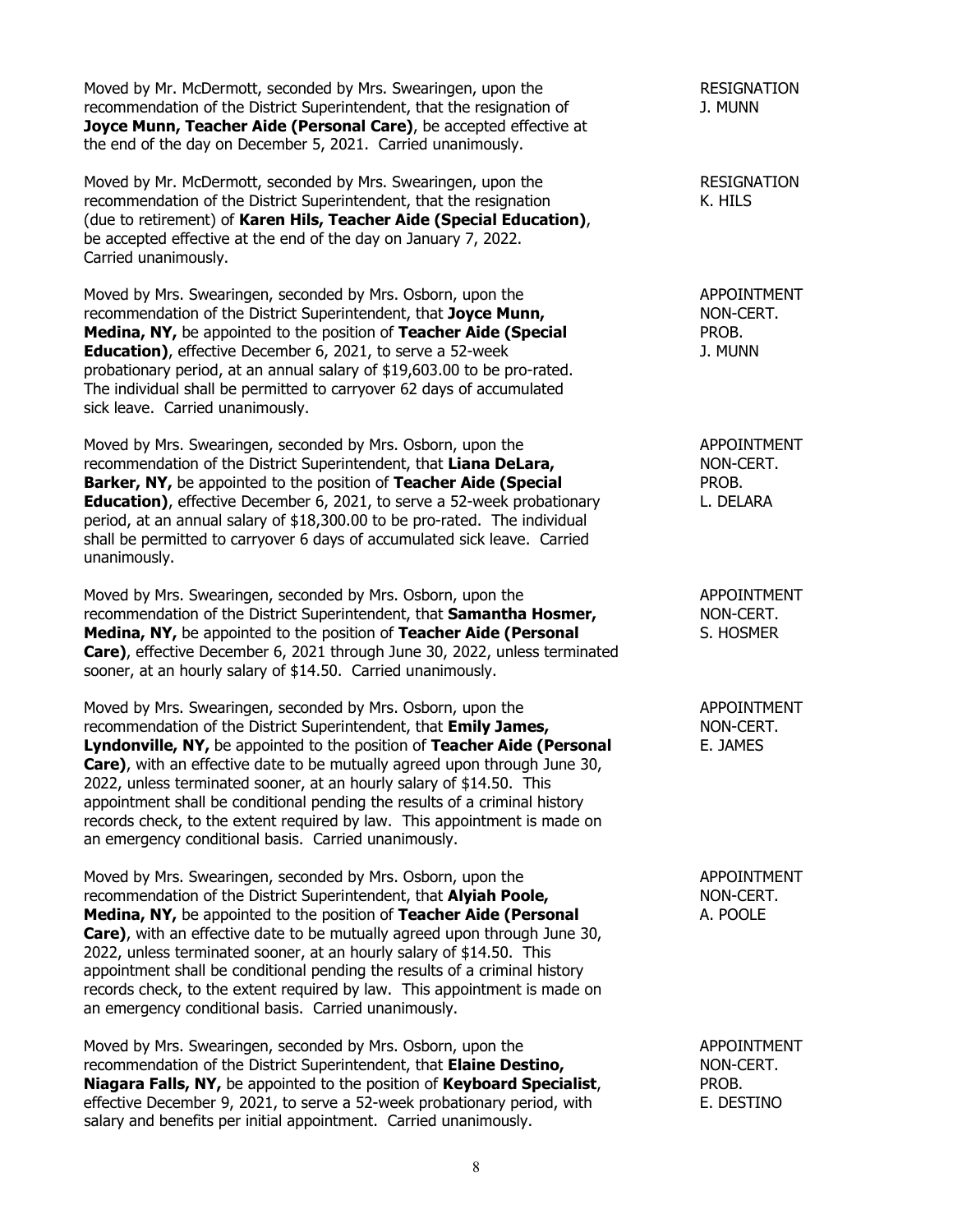Moved by Mr. McDermott, seconded by Mrs. Swearingen, upon the recommendation of the District Superintendent, that the resignation of **Joyce Munn, Teacher Aide (Personal Care)**, be accepted effective at the end of the day on December 5, 2021. Carried unanimously.

RESIGNATION
J. MUNN

Moved by Mr. McDermott, seconded by Mrs. Swearingen, upon the recommendation of the District Superintendent, that the resignation (due to retirement) of **Karen Hils, Teacher Aide (Special Education)**, be accepted effective at the end of the day on January 7, 2022. Carried unanimously.

RESIGNATION
K. HILS

Moved by Mrs. Swearingen, seconded by Mrs. Osborn, upon the recommendation of the District Superintendent, that **Joyce Munn, Medina, NY,** be appointed to the position of **Teacher Aide (Special Education)**, effective December 6, 2021, to serve a 52-week probationary period, at an annual salary of $19,603.00 to be pro-rated. The individual shall be permitted to carryover 62 days of accumulated sick leave. Carried unanimously.

APPOINTMENT
NON-CERT.
PROB.
J. MUNN

Moved by Mrs. Swearingen, seconded by Mrs. Osborn, upon the recommendation of the District Superintendent, that **Liana DeLara, Barker, NY,** be appointed to the position of **Teacher Aide (Special Education)**, effective December 6, 2021, to serve a 52-week probationary period, at an annual salary of $18,300.00 to be pro-rated. The individual shall be permitted to carryover 6 days of accumulated sick leave. Carried unanimously.

APPOINTMENT
NON-CERT.
PROB.
L. DELARA

Moved by Mrs. Swearingen, seconded by Mrs. Osborn, upon the recommendation of the District Superintendent, that **Samantha Hosmer, Medina, NY,** be appointed to the position of **Teacher Aide (Personal Care)**, effective December 6, 2021 through June 30, 2022, unless terminated sooner, at an hourly salary of $14.50. Carried unanimously.

APPOINTMENT
NON-CERT.
S. HOSMER

Moved by Mrs. Swearingen, seconded by Mrs. Osborn, upon the recommendation of the District Superintendent, that **Emily James, Lyndonville, NY,** be appointed to the position of **Teacher Aide (Personal Care)**, with an effective date to be mutually agreed upon through June 30, 2022, unless terminated sooner, at an hourly salary of $14.50. This appointment shall be conditional pending the results of a criminal history records check, to the extent required by law. This appointment is made on an emergency conditional basis. Carried unanimously.

APPOINTMENT
NON-CERT.
E. JAMES

Moved by Mrs. Swearingen, seconded by Mrs. Osborn, upon the recommendation of the District Superintendent, that **Alyiah Poole, Medina, NY,** be appointed to the position of **Teacher Aide (Personal Care)**, with an effective date to be mutually agreed upon through June 30, 2022, unless terminated sooner, at an hourly salary of $14.50. This appointment shall be conditional pending the results of a criminal history records check, to the extent required by law. This appointment is made on an emergency conditional basis. Carried unanimously.

APPOINTMENT
NON-CERT.
A. POOLE

Moved by Mrs. Swearingen, seconded by Mrs. Osborn, upon the recommendation of the District Superintendent, that **Elaine Destino, Niagara Falls, NY,** be appointed to the position of **Keyboard Specialist**, effective December 9, 2021, to serve a 52-week probationary period, with salary and benefits per initial appointment. Carried unanimously.

APPOINTMENT
NON-CERT.
PROB.
E. DESTINO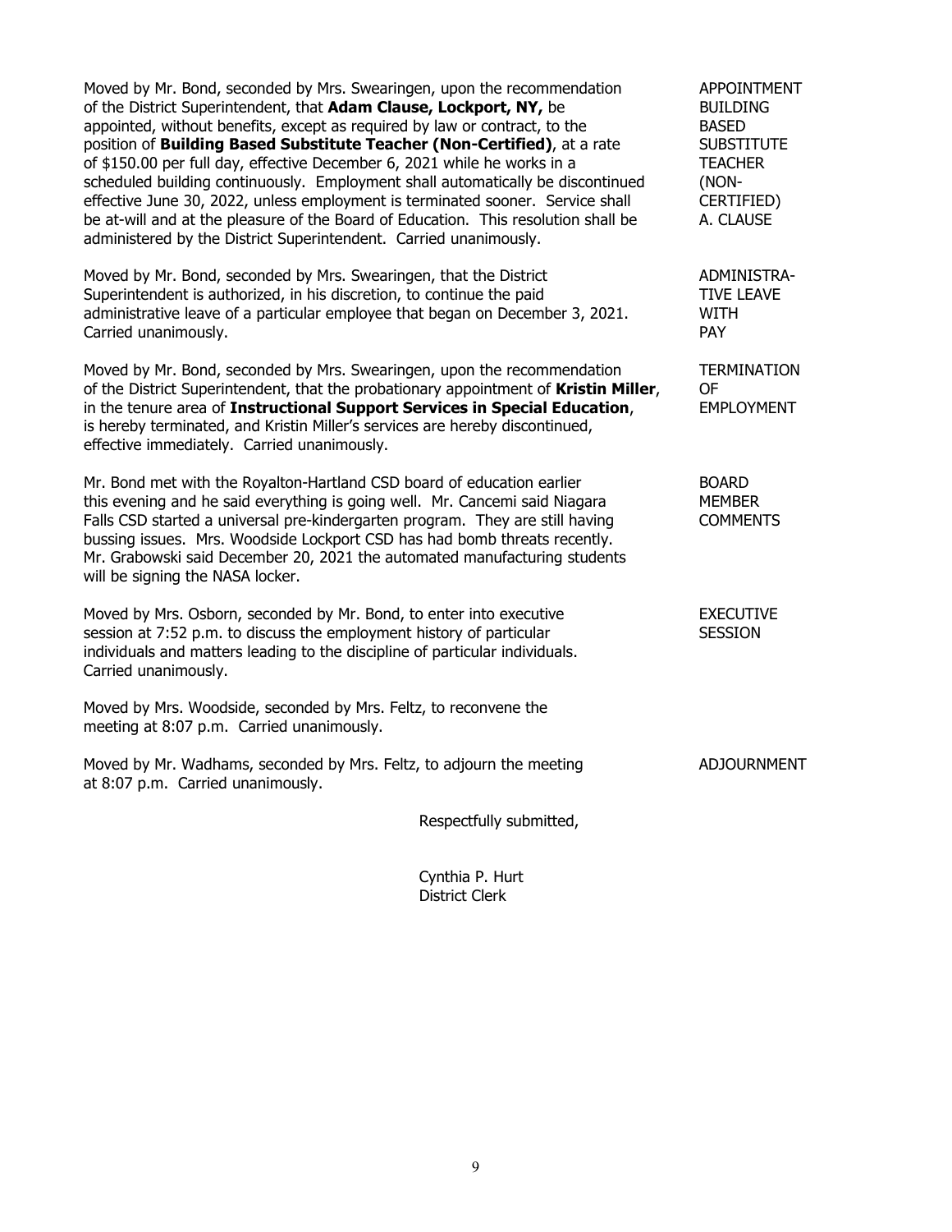Moved by Mr. Bond, seconded by Mrs. Swearingen, upon the recommendation of the District Superintendent, that **Adam Clause, Lockport, NY,** be appointed, without benefits, except as required by law or contract, to the position of **Building Based Substitute Teacher (Non-Certified)**, at a rate of $150.00 per full day, effective December 6, 2021 while he works in a scheduled building continuously. Employment shall automatically be discontinued effective June 30, 2022, unless employment is terminated sooner. Service shall be at-will and at the pleasure of the Board of Education. This resolution shall be administered by the District Superintendent. Carried unanimously.

APPOINTMENT BUILDING BASED SUBSTITUTE TEACHER (NON-CERTIFIED) A. CLAUSE

Moved by Mr. Bond, seconded by Mrs. Swearingen, that the District Superintendent is authorized, in his discretion, to continue the paid administrative leave of a particular employee that began on December 3, 2021. Carried unanimously.

ADMINISTRATIVE LEAVE WITH PAY

Moved by Mr. Bond, seconded by Mrs. Swearingen, upon the recommendation of the District Superintendent, that the probationary appointment of **Kristin Miller**, in the tenure area of **Instructional Support Services in Special Education**, is hereby terminated, and Kristin Miller's services are hereby discontinued, effective immediately. Carried unanimously.

TERMINATION OF EMPLOYMENT

Mr. Bond met with the Royalton-Hartland CSD board of education earlier this evening and he said everything is going well. Mr. Cancemi said Niagara Falls CSD started a universal pre-kindergarten program. They are still having bussing issues. Mrs. Woodside Lockport CSD has had bomb threats recently. Mr. Grabowski said December 20, 2021 the automated manufacturing students will be signing the NASA locker.

BOARD MEMBER COMMENTS

Moved by Mrs. Osborn, seconded by Mr. Bond, to enter into executive session at 7:52 p.m. to discuss the employment history of particular individuals and matters leading to the discipline of particular individuals. Carried unanimously.

EXECUTIVE SESSION

Moved by Mrs. Woodside, seconded by Mrs. Feltz, to reconvene the meeting at 8:07 p.m. Carried unanimously.

Moved by Mr. Wadhams, seconded by Mrs. Feltz, to adjourn the meeting at 8:07 p.m. Carried unanimously.

ADJOURNMENT

Respectfully submitted,

Cynthia P. Hurt
District Clerk